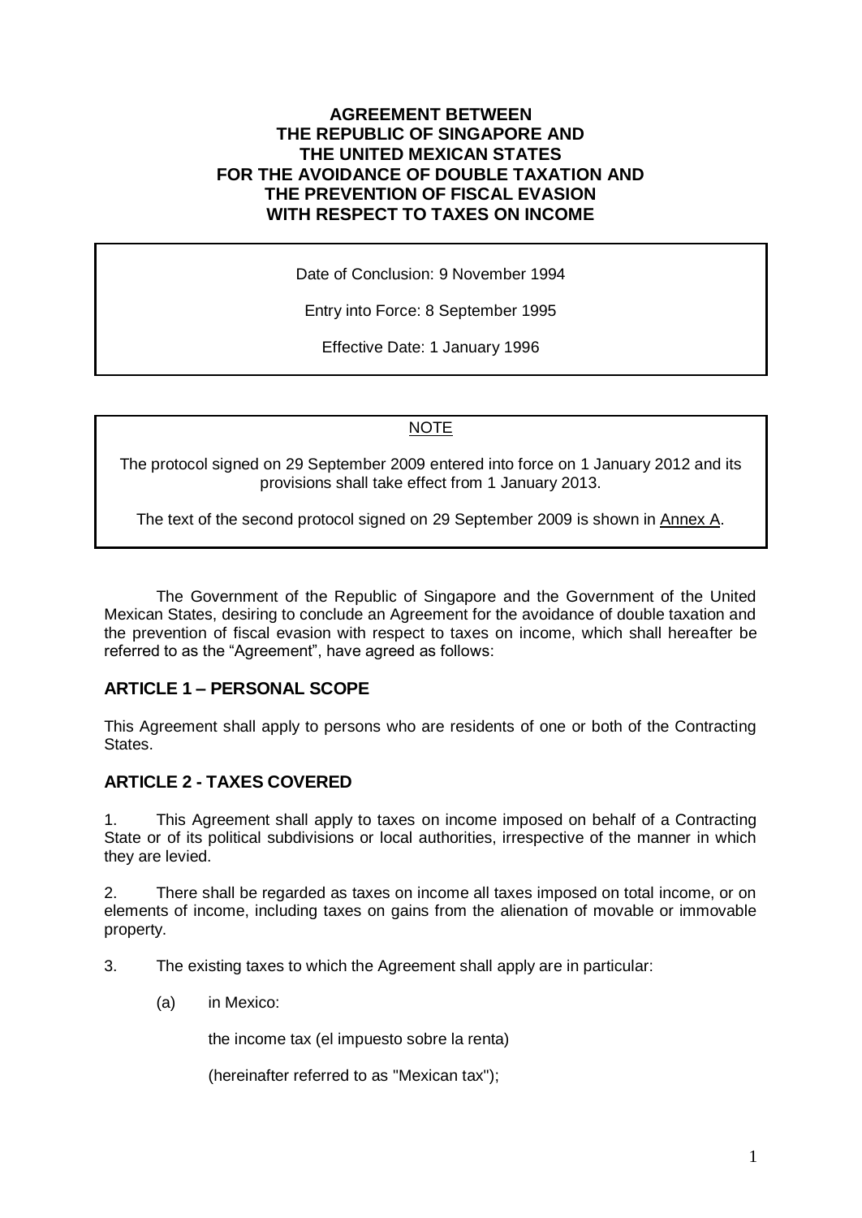# AGREEMENT BETWEEN THE REPUBLIC OF SINGAPORE AND THE UNITED MEXICAN STATES FOR THE AVOIDANCE OF DOUBLE TAXATION AND THE PREVENTION OF FISCAL EVASION WITH RESPECT TO TAXES ON INCOME

Date of Conclusion: 9 November 1994

Entry into Force: 8 September 1995

Effective Date: 1 January 1996

NOTE

The protocol signed on 29 September 2009 entered into force on 1 January 2012 and its provisions shall take effect from 1 January 2013.

The text of the second protocol signed on 29 September 2009 is shown in Annex A.

The Government of the Republic of Singapore and the Government of the United Mexican States, desiring to conclude an Agreement for the avoidance of double taxation and the prevention of fiscal evasion with respect to taxes on income, which shall hereafter be referred to as the "Agreement", have agreed as follows:

## ARTICLE 1 – PERSONAL SCOPE

This Agreement shall apply to persons who are residents of one or both of the Contracting States.

## ARTICLE 2 - TAXES COVERED

1. This Agreement shall apply to taxes on income imposed on behalf of a Contracting State or of its political subdivisions or local authorities, irrespective of the manner in which they are levied.

2. There shall be regarded as taxes on income all taxes imposed on total income, or on elements of income, including taxes on gains from the alienation of movable or immovable property.

3. The existing taxes to which the Agreement shall apply are in particular:

   (a) in Mexico:

   the income tax (el impuesto sobre la renta)

   (hereinafter referred to as "Mexican tax");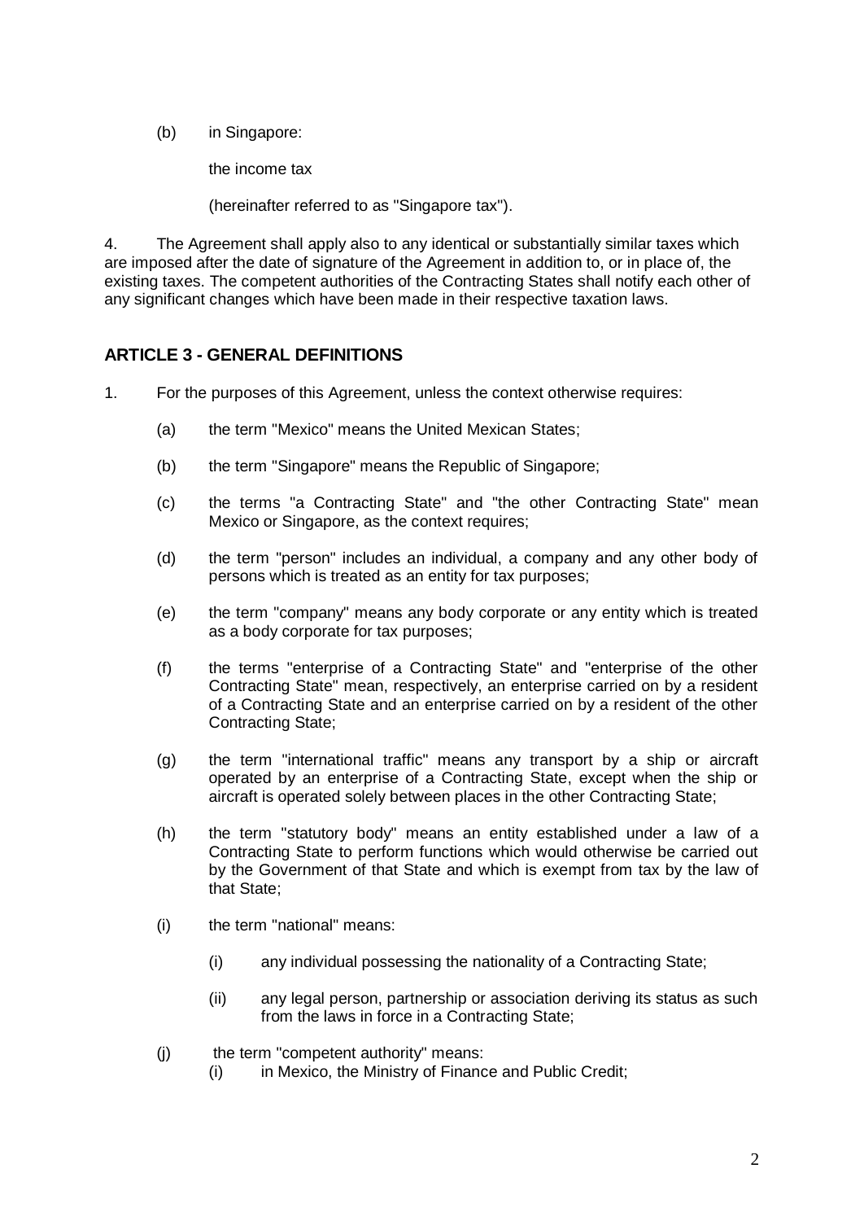(b) in Singapore:

the income tax

(hereinafter referred to as "Singapore tax").

4. The Agreement shall apply also to any identical or substantially similar taxes which are imposed after the date of signature of the Agreement in addition to, or in place of, the existing taxes. The competent authorities of the Contracting States shall notify each other of any significant changes which have been made in their respective taxation laws.

## ARTICLE 3 - GENERAL DEFINITIONS

1. For the purposes of this Agreement, unless the context otherwise requires:

   (a) the term "Mexico" means the United Mexican States;

   (b) the term "Singapore" means the Republic of Singapore;

   (c) the terms "a Contracting State" and "the other Contracting State" mean Mexico or Singapore, as the context requires;

   (d) the term "person" includes an individual, a company and any other body of persons which is treated as an entity for tax purposes;

   (e) the term "company" means any body corporate or any entity which is treated as a body corporate for tax purposes;

   (f) the terms "enterprise of a Contracting State" and "enterprise of the other Contracting State" mean, respectively, an enterprise carried on by a resident of a Contracting State and an enterprise carried on by a resident of the other Contracting State;

   (g) the term "international traffic" means any transport by a ship or aircraft operated by an enterprise of a Contracting State, except when the ship or aircraft is operated solely between places in the other Contracting State;

   (h) the term "statutory body" means an entity established under a law of a Contracting State to perform functions which would otherwise be carried out by the Government of that State and which is exempt from tax by the law of that State;

   (i) the term "national" means:

      (i) any individual possessing the nationality of a Contracting State;

      (ii) any legal person, partnership or association deriving its status as such from the laws in force in a Contracting State;

   (j) the term "competent authority" means:

      (i) in Mexico, the Ministry of Finance and Public Credit;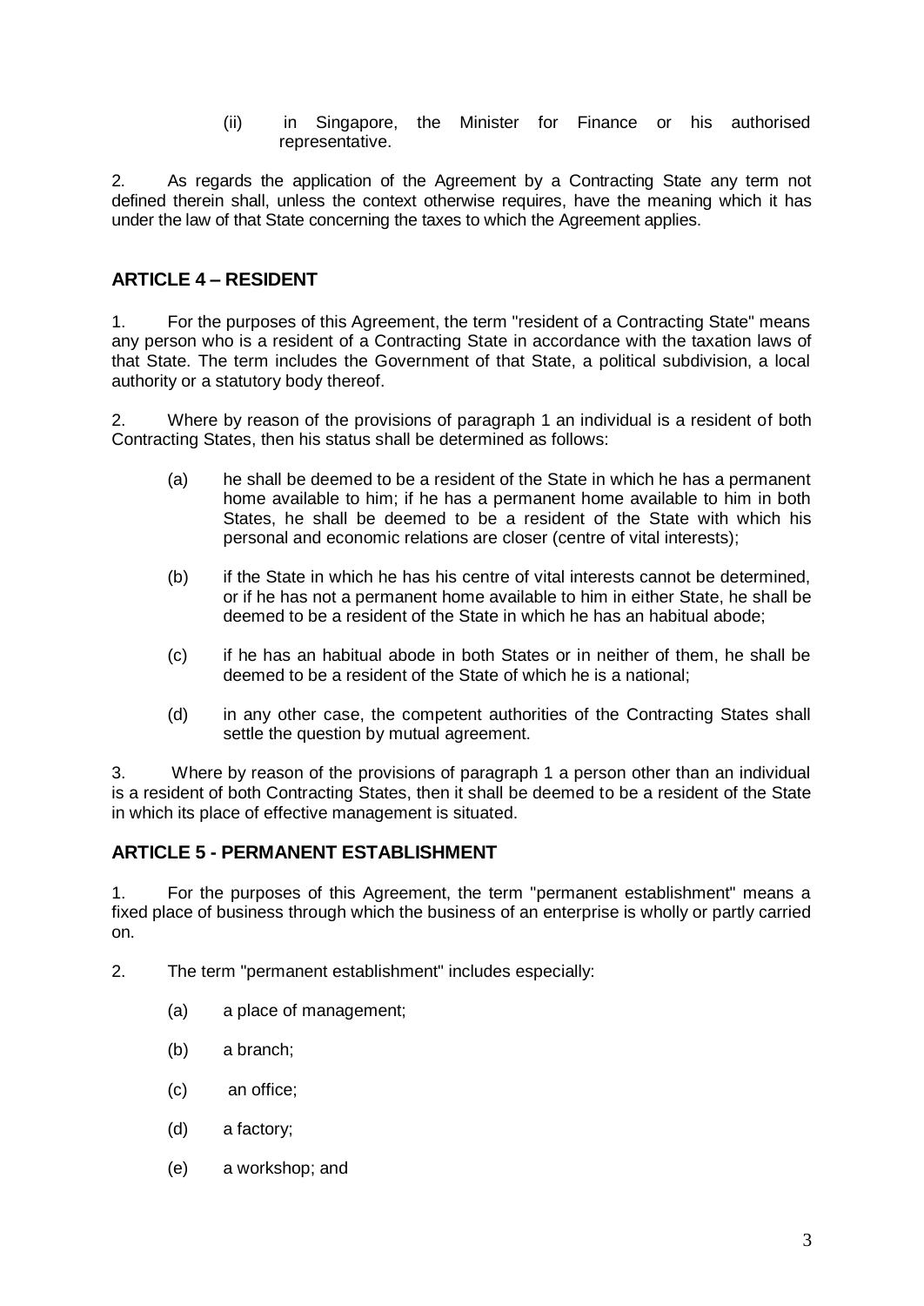(ii) in Singapore, the Minister for Finance or his authorised representative.

2. As regards the application of the Agreement by a Contracting State any term not defined therein shall, unless the context otherwise requires, have the meaning which it has under the law of that State concerning the taxes to which the Agreement applies.

## ARTICLE 4 – RESIDENT

1. For the purposes of this Agreement, the term "resident of a Contracting State" means any person who is a resident of a Contracting State in accordance with the taxation laws of that State. The term includes the Government of that State, a political subdivision, a local authority or a statutory body thereof.

2. Where by reason of the provisions of paragraph 1 an individual is a resident of both Contracting States, then his status shall be determined as follows:

   (a) he shall be deemed to be a resident of the State in which he has a permanent home available to him; if he has a permanent home available to him in both States, he shall be deemed to be a resident of the State with which his personal and economic relations are closer (centre of vital interests);

   (b) if the State in which he has his centre of vital interests cannot be determined, or if he has not a permanent home available to him in either State, he shall be deemed to be a resident of the State in which he has an habitual abode;

   (c) if he has an habitual abode in both States or in neither of them, he shall be deemed to be a resident of the State of which he is a national;

   (d) in any other case, the competent authorities of the Contracting States shall settle the question by mutual agreement.

3. Where by reason of the provisions of paragraph 1 a person other than an individual is a resident of both Contracting States, then it shall be deemed to be a resident of the State in which its place of effective management is situated.

## ARTICLE 5 - PERMANENT ESTABLISHMENT

1. For the purposes of this Agreement, the term "permanent establishment" means a fixed place of business through which the business of an enterprise is wholly or partly carried on.

2. The term "permanent establishment" includes especially:

   (a) a place of management;

   (b) a branch;

   (c) an office;

   (d) a factory;

   (e) a workshop; and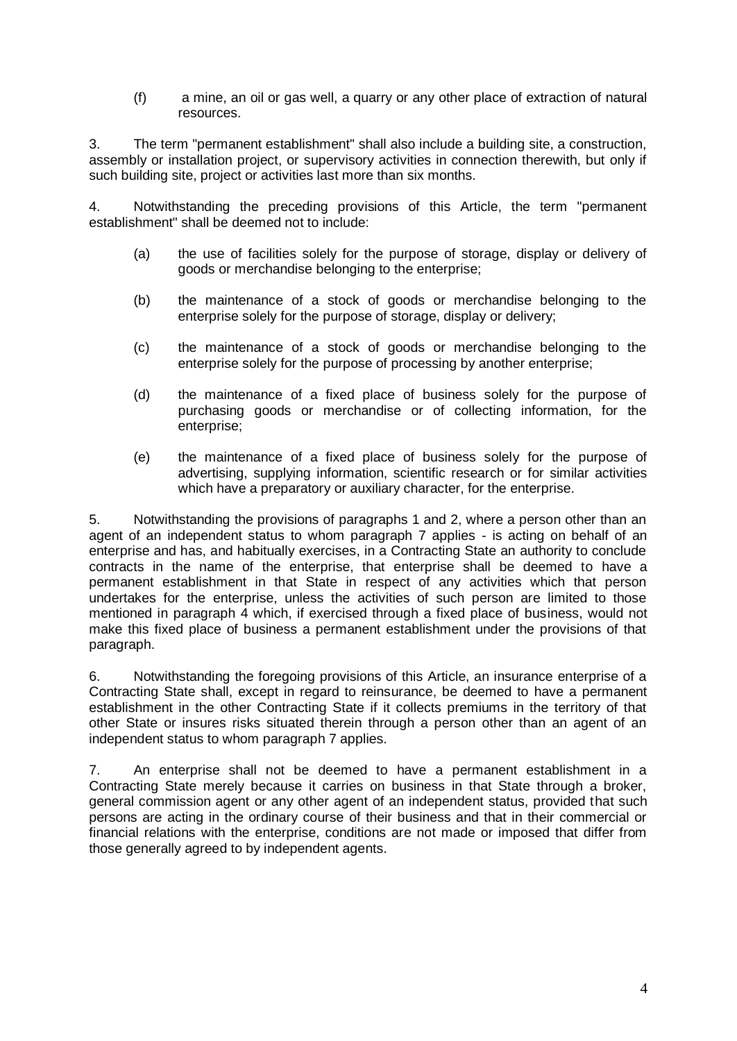(f) a mine, an oil or gas well, a quarry or any other place of extraction of natural resources.

3. The term "permanent establishment" shall also include a building site, a construction, assembly or installation project, or supervisory activities in connection therewith, but only if such building site, project or activities last more than six months.

4. Notwithstanding the preceding provisions of this Article, the term "permanent establishment" shall be deemed not to include:

(a) the use of facilities solely for the purpose of storage, display or delivery of goods or merchandise belonging to the enterprise;

(b) the maintenance of a stock of goods or merchandise belonging to the enterprise solely for the purpose of storage, display or delivery;

(c) the maintenance of a stock of goods or merchandise belonging to the enterprise solely for the purpose of processing by another enterprise;

(d) the maintenance of a fixed place of business solely for the purpose of purchasing goods or merchandise or of collecting information, for the enterprise;

(e) the maintenance of a fixed place of business solely for the purpose of advertising, supplying information, scientific research or for similar activities which have a preparatory or auxiliary character, for the enterprise.

5. Notwithstanding the provisions of paragraphs 1 and 2, where a person other than an agent of an independent status to whom paragraph 7 applies - is acting on behalf of an enterprise and has, and habitually exercises, in a Contracting State an authority to conclude contracts in the name of the enterprise, that enterprise shall be deemed to have a permanent establishment in that State in respect of any activities which that person undertakes for the enterprise, unless the activities of such person are limited to those mentioned in paragraph 4 which, if exercised through a fixed place of business, would not make this fixed place of business a permanent establishment under the provisions of that paragraph.

6. Notwithstanding the foregoing provisions of this Article, an insurance enterprise of a Contracting State shall, except in regard to reinsurance, be deemed to have a permanent establishment in the other Contracting State if it collects premiums in the territory of that other State or insures risks situated therein through a person other than an agent of an independent status to whom paragraph 7 applies.

7. An enterprise shall not be deemed to have a permanent establishment in a Contracting State merely because it carries on business in that State through a broker, general commission agent or any other agent of an independent status, provided that such persons are acting in the ordinary course of their business and that in their commercial or financial relations with the enterprise, conditions are not made or imposed that differ from those generally agreed to by independent agents.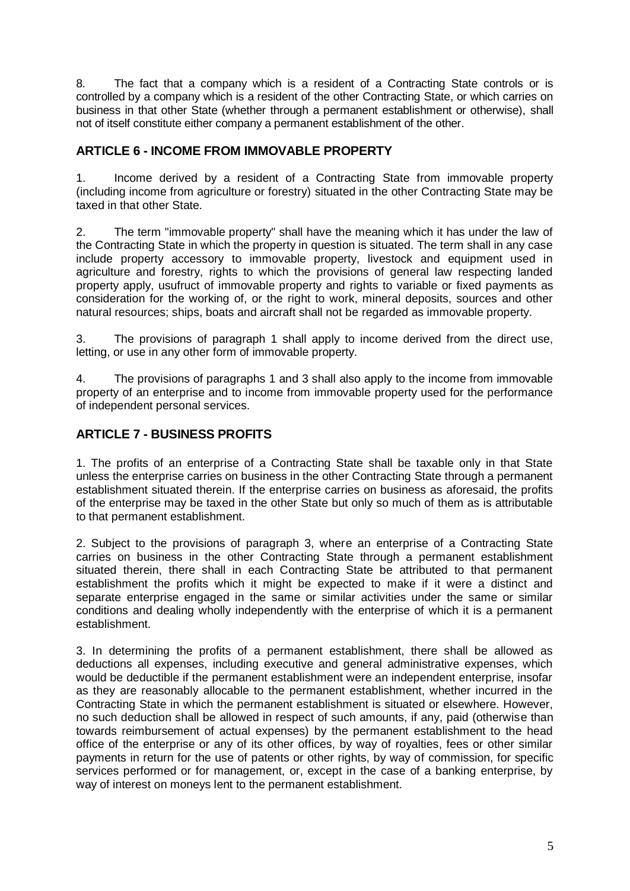8. The fact that a company which is a resident of a Contracting State controls or is controlled by a company which is a resident of the other Contracting State, or which carries on business in that other State (whether through a permanent establishment or otherwise), shall not of itself constitute either company a permanent establishment of the other.

## ARTICLE 6 - INCOME FROM IMMOVABLE PROPERTY

1. Income derived by a resident of a Contracting State from immovable property (including income from agriculture or forestry) situated in the other Contracting State may be taxed in that other State.

2. The term "immovable property" shall have the meaning which it has under the law of the Contracting State in which the property in question is situated. The term shall in any case include property accessory to immovable property, livestock and equipment used in agriculture and forestry, rights to which the provisions of general law respecting landed property apply, usufruct of immovable property and rights to variable or fixed payments as consideration for the working of, or the right to work, mineral deposits, sources and other natural resources; ships, boats and aircraft shall not be regarded as immovable property.

3. The provisions of paragraph 1 shall apply to income derived from the direct use, letting, or use in any other form of immovable property.

4. The provisions of paragraphs 1 and 3 shall also apply to the income from immovable property of an enterprise and to income from immovable property used for the performance of independent personal services.

## ARTICLE 7 - BUSINESS PROFITS

1. The profits of an enterprise of a Contracting State shall be taxable only in that State unless the enterprise carries on business in the other Contracting State through a permanent establishment situated therein. If the enterprise carries on business as aforesaid, the profits of the enterprise may be taxed in the other State but only so much of them as is attributable to that permanent establishment.

2. Subject to the provisions of paragraph 3, where an enterprise of a Contracting State carries on business in the other Contracting State through a permanent establishment situated therein, there shall in each Contracting State be attributed to that permanent establishment the profits which it might be expected to make if it were a distinct and separate enterprise engaged in the same or similar activities under the same or similar conditions and dealing wholly independently with the enterprise of which it is a permanent establishment.

3. In determining the profits of a permanent establishment, there shall be allowed as deductions all expenses, including executive and general administrative expenses, which would be deductible if the permanent establishment were an independent enterprise, insofar as they are reasonably allocable to the permanent establishment, whether incurred in the Contracting State in which the permanent establishment is situated or elsewhere. However, no such deduction shall be allowed in respect of such amounts, if any, paid (otherwise than towards reimbursement of actual expenses) by the permanent establishment to the head office of the enterprise or any of its other offices, by way of royalties, fees or other similar payments in return for the use of patents or other rights, by way of commission, for specific services performed or for management, or, except in the case of a banking enterprise, by way of interest on moneys lent to the permanent establishment.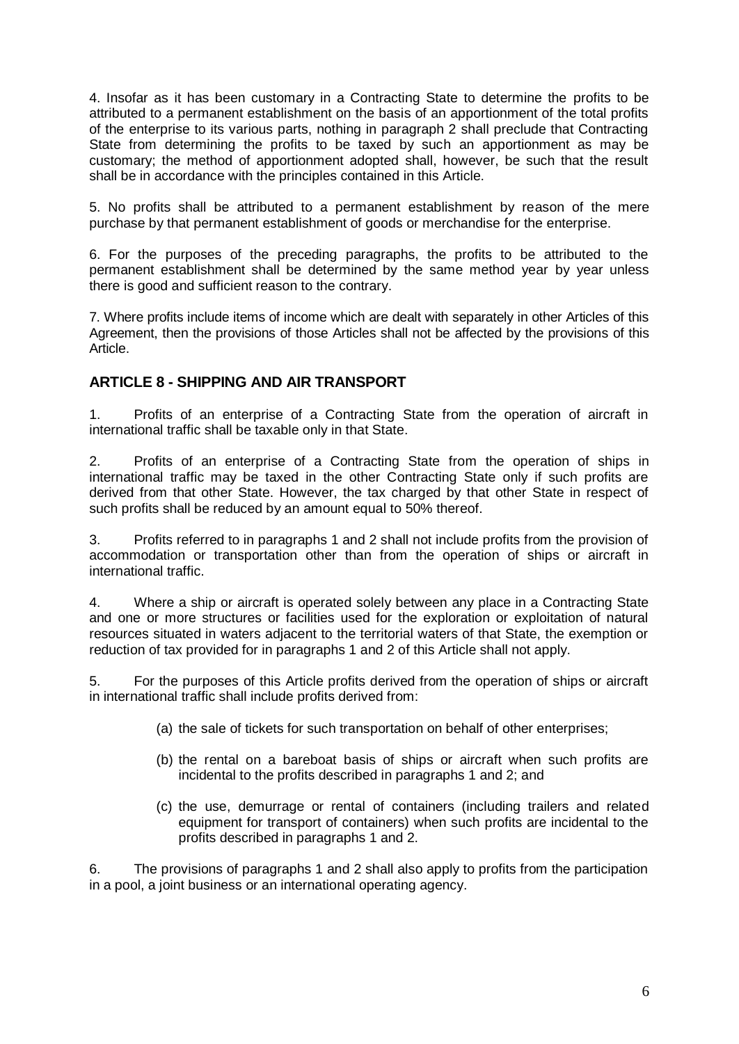4. Insofar as it has been customary in a Contracting State to determine the profits to be attributed to a permanent establishment on the basis of an apportionment of the total profits of the enterprise to its various parts, nothing in paragraph 2 shall preclude that Contracting State from determining the profits to be taxed by such an apportionment as may be customary; the method of apportionment adopted shall, however, be such that the result shall be in accordance with the principles contained in this Article.

5. No profits shall be attributed to a permanent establishment by reason of the mere purchase by that permanent establishment of goods or merchandise for the enterprise.

6. For the purposes of the preceding paragraphs, the profits to be attributed to the permanent establishment shall be determined by the same method year by year unless there is good and sufficient reason to the contrary.

7. Where profits include items of income which are dealt with separately in other Articles of this Agreement, then the provisions of those Articles shall not be affected by the provisions of this Article.

## ARTICLE 8 - SHIPPING AND AIR TRANSPORT

1. Profits of an enterprise of a Contracting State from the operation of aircraft in international traffic shall be taxable only in that State.

2. Profits of an enterprise of a Contracting State from the operation of ships in international traffic may be taxed in the other Contracting State only if such profits are derived from that other State. However, the tax charged by that other State in respect of such profits shall be reduced by an amount equal to 50% thereof.

3. Profits referred to in paragraphs 1 and 2 shall not include profits from the provision of accommodation or transportation other than from the operation of ships or aircraft in international traffic.

4. Where a ship or aircraft is operated solely between any place in a Contracting State and one or more structures or facilities used for the exploration or exploitation of natural resources situated in waters adjacent to the territorial waters of that State, the exemption or reduction of tax provided for in paragraphs 1 and 2 of this Article shall not apply.

5. For the purposes of this Article profits derived from the operation of ships or aircraft in international traffic shall include profits derived from:

   (a) the sale of tickets for such transportation on behalf of other enterprises;

   (b) the rental on a bareboat basis of ships or aircraft when such profits are incidental to the profits described in paragraphs 1 and 2; and

   (c) the use, demurrage or rental of containers (including trailers and related equipment for transport of containers) when such profits are incidental to the profits described in paragraphs 1 and 2.

6. The provisions of paragraphs 1 and 2 shall also apply to profits from the participation in a pool, a joint business or an international operating agency.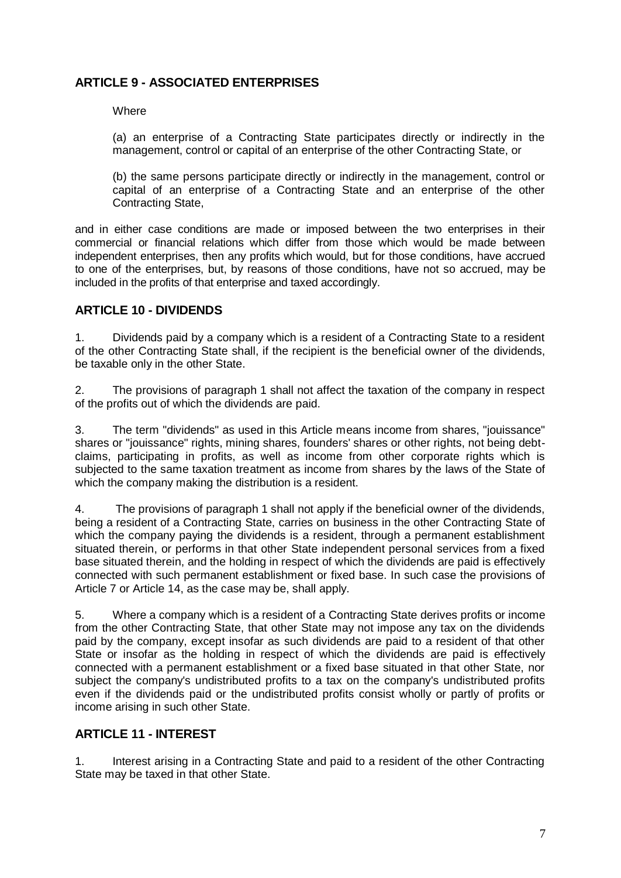## ARTICLE 9 - ASSOCIATED ENTERPRISES

Where

(a) an enterprise of a Contracting State participates directly or indirectly in the management, control or capital of an enterprise of the other Contracting State, or

(b) the same persons participate directly or indirectly in the management, control or capital of an enterprise of a Contracting State and an enterprise of the other Contracting State,

and in either case conditions are made or imposed between the two enterprises in their commercial or financial relations which differ from those which would be made between independent enterprises, then any profits which would, but for those conditions, have accrued to one of the enterprises, but, by reasons of those conditions, have not so accrued, may be included in the profits of that enterprise and taxed accordingly.

## ARTICLE 10 - DIVIDENDS

1. Dividends paid by a company which is a resident of a Contracting State to a resident of the other Contracting State shall, if the recipient is the beneficial owner of the dividends, be taxable only in the other State.

2. The provisions of paragraph 1 shall not affect the taxation of the company in respect of the profits out of which the dividends are paid.

3. The term "dividends" as used in this Article means income from shares, "jouissance" shares or "jouissance" rights, mining shares, founders' shares or other rights, not being debt-claims, participating in profits, as well as income from other corporate rights which is subjected to the same taxation treatment as income from shares by the laws of the State of which the company making the distribution is a resident.

4. The provisions of paragraph 1 shall not apply if the beneficial owner of the dividends, being a resident of a Contracting State, carries on business in the other Contracting State of which the company paying the dividends is a resident, through a permanent establishment situated therein, or performs in that other State independent personal services from a fixed base situated therein, and the holding in respect of which the dividends are paid is effectively connected with such permanent establishment or fixed base. In such case the provisions of Article 7 or Article 14, as the case may be, shall apply.

5. Where a company which is a resident of a Contracting State derives profits or income from the other Contracting State, that other State may not impose any tax on the dividends paid by the company, except insofar as such dividends are paid to a resident of that other State or insofar as the holding in respect of which the dividends are paid is effectively connected with a permanent establishment or a fixed base situated in that other State, nor subject the company's undistributed profits to a tax on the company's undistributed profits even if the dividends paid or the undistributed profits consist wholly or partly of profits or income arising in such other State.

## ARTICLE 11 - INTEREST

1. Interest arising in a Contracting State and paid to a resident of the other Contracting State may be taxed in that other State.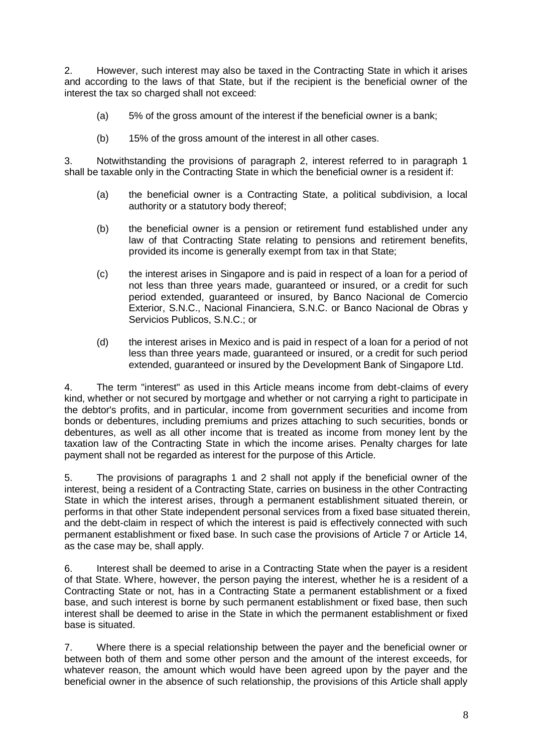2. However, such interest may also be taxed in the Contracting State in which it arises and according to the laws of that State, but if the recipient is the beneficial owner of the interest the tax so charged shall not exceed:

(a) 5% of the gross amount of the interest if the beneficial owner is a bank;

(b) 15% of the gross amount of the interest in all other cases.

3. Notwithstanding the provisions of paragraph 2, interest referred to in paragraph 1 shall be taxable only in the Contracting State in which the beneficial owner is a resident if:

(a) the beneficial owner is a Contracting State, a political subdivision, a local authority or a statutory body thereof;

(b) the beneficial owner is a pension or retirement fund established under any law of that Contracting State relating to pensions and retirement benefits, provided its income is generally exempt from tax in that State;

(c) the interest arises in Singapore and is paid in respect of a loan for a period of not less than three years made, guaranteed or insured, or a credit for such period extended, guaranteed or insured, by Banco Nacional de Comercio Exterior, S.N.C., Nacional Financiera, S.N.C. or Banco Nacional de Obras y Servicios Publicos, S.N.C.; or

(d) the interest arises in Mexico and is paid in respect of a loan for a period of not less than three years made, guaranteed or insured, or a credit for such period extended, guaranteed or insured by the Development Bank of Singapore Ltd.

4. The term "interest" as used in this Article means income from debt-claims of every kind, whether or not secured by mortgage and whether or not carrying a right to participate in the debtor's profits, and in particular, income from government securities and income from bonds or debentures, including premiums and prizes attaching to such securities, bonds or debentures, as well as all other income that is treated as income from money lent by the taxation law of the Contracting State in which the income arises. Penalty charges for late payment shall not be regarded as interest for the purpose of this Article.

5. The provisions of paragraphs 1 and 2 shall not apply if the beneficial owner of the interest, being a resident of a Contracting State, carries on business in the other Contracting State in which the interest arises, through a permanent establishment situated therein, or performs in that other State independent personal services from a fixed base situated therein, and the debt-claim in respect of which the interest is paid is effectively connected with such permanent establishment or fixed base. In such case the provisions of Article 7 or Article 14, as the case may be, shall apply.

6. Interest shall be deemed to arise in a Contracting State when the payer is a resident of that State. Where, however, the person paying the interest, whether he is a resident of a Contracting State or not, has in a Contracting State a permanent establishment or a fixed base, and such interest is borne by such permanent establishment or fixed base, then such interest shall be deemed to arise in the State in which the permanent establishment or fixed base is situated.

7. Where there is a special relationship between the payer and the beneficial owner or between both of them and some other person and the amount of the interest exceeds, for whatever reason, the amount which would have been agreed upon by the payer and the beneficial owner in the absence of such relationship, the provisions of this Article shall apply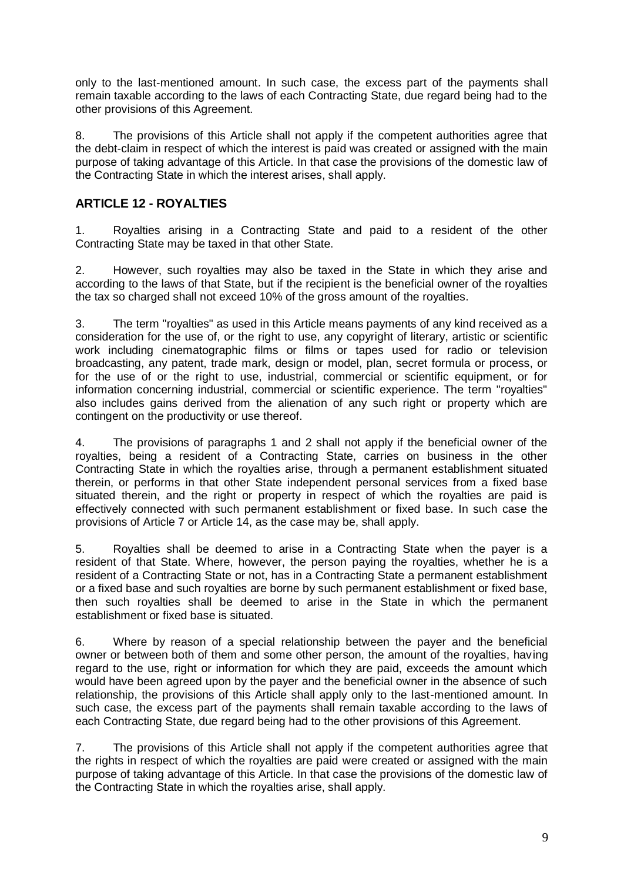only to the last-mentioned amount. In such case, the excess part of the payments shall remain taxable according to the laws of each Contracting State, due regard being had to the other provisions of this Agreement.

8. The provisions of this Article shall not apply if the competent authorities agree that the debt-claim in respect of which the interest is paid was created or assigned with the main purpose of taking advantage of this Article. In that case the provisions of the domestic law of the Contracting State in which the interest arises, shall apply.

## ARTICLE 12 - ROYALTIES

1. Royalties arising in a Contracting State and paid to a resident of the other Contracting State may be taxed in that other State.

2. However, such royalties may also be taxed in the State in which they arise and according to the laws of that State, but if the recipient is the beneficial owner of the royalties the tax so charged shall not exceed 10% of the gross amount of the royalties.

3. The term "royalties" as used in this Article means payments of any kind received as a consideration for the use of, or the right to use, any copyright of literary, artistic or scientific work including cinematographic films or films or tapes used for radio or television broadcasting, any patent, trade mark, design or model, plan, secret formula or process, or for the use of or the right to use, industrial, commercial or scientific equipment, or for information concerning industrial, commercial or scientific experience. The term "royalties" also includes gains derived from the alienation of any such right or property which are contingent on the productivity or use thereof.

4. The provisions of paragraphs 1 and 2 shall not apply if the beneficial owner of the royalties, being a resident of a Contracting State, carries on business in the other Contracting State in which the royalties arise, through a permanent establishment situated therein, or performs in that other State independent personal services from a fixed base situated therein, and the right or property in respect of which the royalties are paid is effectively connected with such permanent establishment or fixed base. In such case the provisions of Article 7 or Article 14, as the case may be, shall apply.

5. Royalties shall be deemed to arise in a Contracting State when the payer is a resident of that State. Where, however, the person paying the royalties, whether he is a resident of a Contracting State or not, has in a Contracting State a permanent establishment or a fixed base and such royalties are borne by such permanent establishment or fixed base, then such royalties shall be deemed to arise in the State in which the permanent establishment or fixed base is situated.

6. Where by reason of a special relationship between the payer and the beneficial owner or between both of them and some other person, the amount of the royalties, having regard to the use, right or information for which they are paid, exceeds the amount which would have been agreed upon by the payer and the beneficial owner in the absence of such relationship, the provisions of this Article shall apply only to the last-mentioned amount. In such case, the excess part of the payments shall remain taxable according to the laws of each Contracting State, due regard being had to the other provisions of this Agreement.

7. The provisions of this Article shall not apply if the competent authorities agree that the rights in respect of which the royalties are paid were created or assigned with the main purpose of taking advantage of this Article. In that case the provisions of the domestic law of the Contracting State in which the royalties arise, shall apply.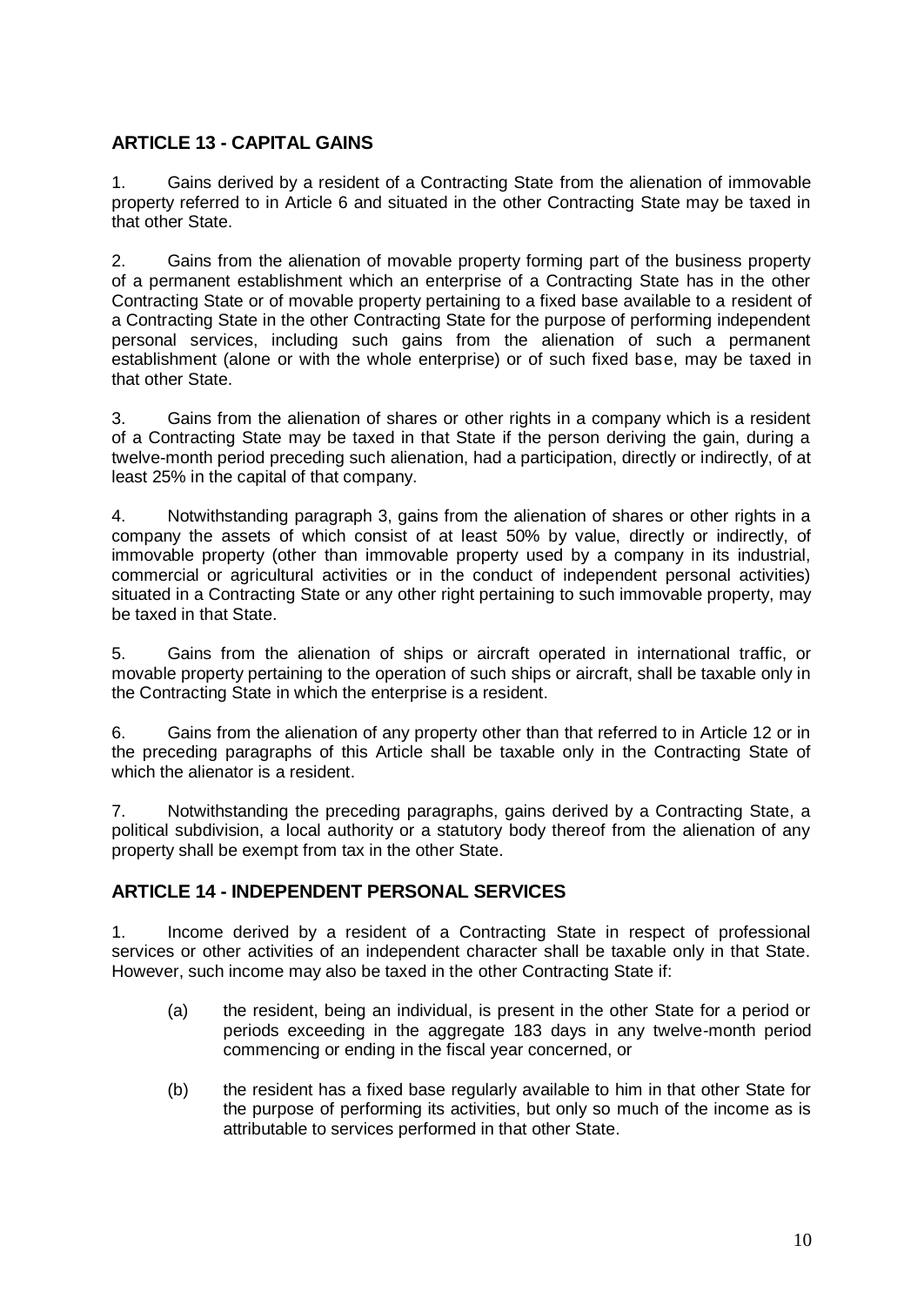## ARTICLE 13 - CAPITAL GAINS

1. Gains derived by a resident of a Contracting State from the alienation of immovable property referred to in Article 6 and situated in the other Contracting State may be taxed in that other State.

2. Gains from the alienation of movable property forming part of the business property of a permanent establishment which an enterprise of a Contracting State has in the other Contracting State or of movable property pertaining to a fixed base available to a resident of a Contracting State in the other Contracting State for the purpose of performing independent personal services, including such gains from the alienation of such a permanent establishment (alone or with the whole enterprise) or of such fixed base, may be taxed in that other State.

3. Gains from the alienation of shares or other rights in a company which is a resident of a Contracting State may be taxed in that State if the person deriving the gain, during a twelve-month period preceding such alienation, had a participation, directly or indirectly, of at least 25% in the capital of that company.

4. Notwithstanding paragraph 3, gains from the alienation of shares or other rights in a company the assets of which consist of at least 50% by value, directly or indirectly, of immovable property (other than immovable property used by a company in its industrial, commercial or agricultural activities or in the conduct of independent personal activities) situated in a Contracting State or any other right pertaining to such immovable property, may be taxed in that State.

5. Gains from the alienation of ships or aircraft operated in international traffic, or movable property pertaining to the operation of such ships or aircraft, shall be taxable only in the Contracting State in which the enterprise is a resident.

6. Gains from the alienation of any property other than that referred to in Article 12 or in the preceding paragraphs of this Article shall be taxable only in the Contracting State of which the alienator is a resident.

7. Notwithstanding the preceding paragraphs, gains derived by a Contracting State, a political subdivision, a local authority or a statutory body thereof from the alienation of any property shall be exempt from tax in the other State.

## ARTICLE 14 - INDEPENDENT PERSONAL SERVICES

1. Income derived by a resident of a Contracting State in respect of professional services or other activities of an independent character shall be taxable only in that State. However, such income may also be taxed in the other Contracting State if:

   (a) the resident, being an individual, is present in the other State for a period or periods exceeding in the aggregate 183 days in any twelve-month period commencing or ending in the fiscal year concerned, or

   (b) the resident has a fixed base regularly available to him in that other State for the purpose of performing its activities, but only so much of the income as is attributable to services performed in that other State.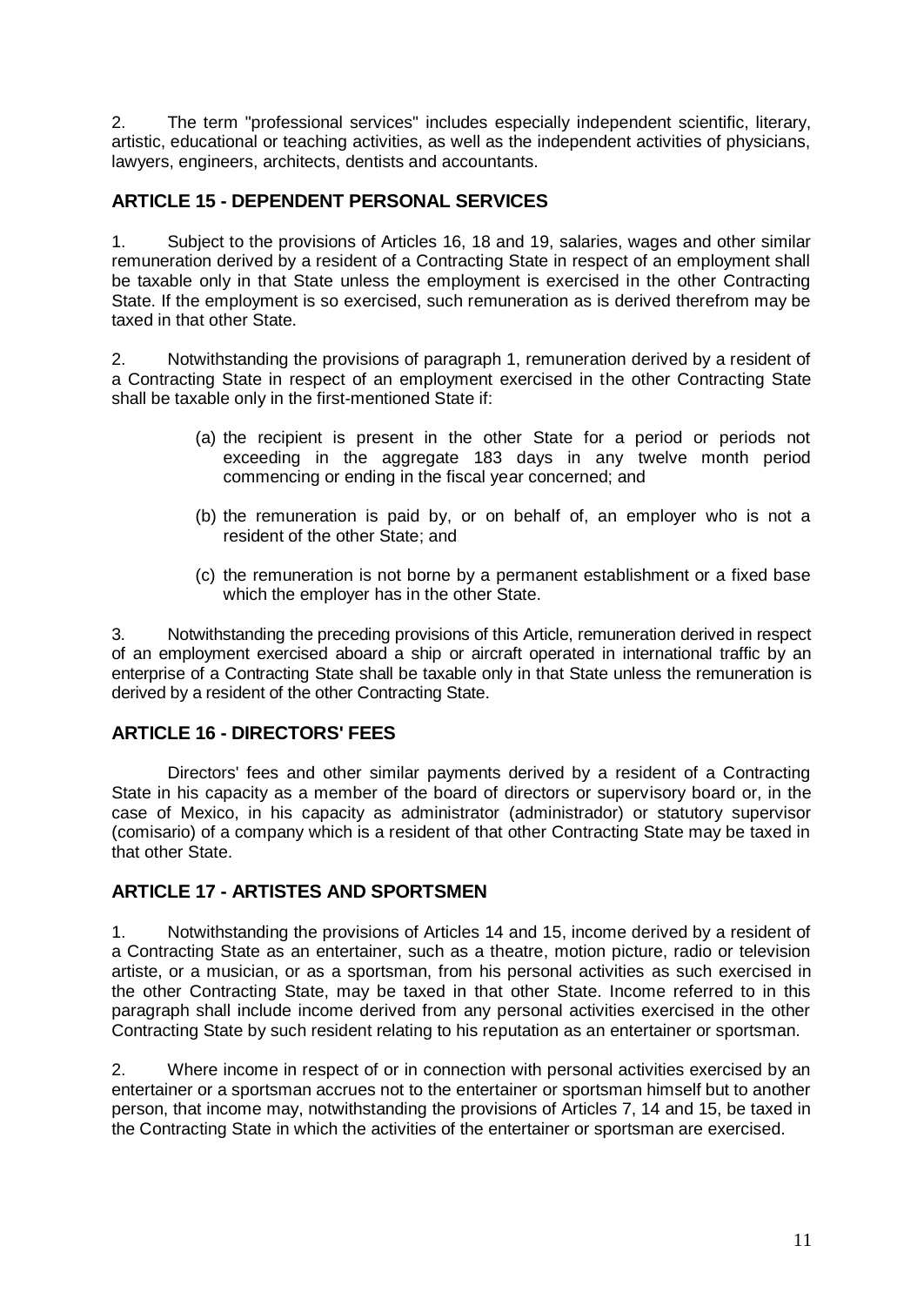2. The term "professional services" includes especially independent scientific, literary, artistic, educational or teaching activities, as well as the independent activities of physicians, lawyers, engineers, architects, dentists and accountants.

## ARTICLE 15 - DEPENDENT PERSONAL SERVICES

1. Subject to the provisions of Articles 16, 18 and 19, salaries, wages and other similar remuneration derived by a resident of a Contracting State in respect of an employment shall be taxable only in that State unless the employment is exercised in the other Contracting State. If the employment is so exercised, such remuneration as is derived therefrom may be taxed in that other State.

2. Notwithstanding the provisions of paragraph 1, remuneration derived by a resident of a Contracting State in respect of an employment exercised in the other Contracting State shall be taxable only in the first-mentioned State if:

   (a) the recipient is present in the other State for a period or periods not exceeding in the aggregate 183 days in any twelve month period commencing or ending in the fiscal year concerned; and

   (b) the remuneration is paid by, or on behalf of, an employer who is not a resident of the other State; and

   (c) the remuneration is not borne by a permanent establishment or a fixed base which the employer has in the other State.

3. Notwithstanding the preceding provisions of this Article, remuneration derived in respect of an employment exercised aboard a ship or aircraft operated in international traffic by an enterprise of a Contracting State shall be taxable only in that State unless the remuneration is derived by a resident of the other Contracting State.

## ARTICLE 16 - DIRECTORS' FEES

Directors' fees and other similar payments derived by a resident of a Contracting State in his capacity as a member of the board of directors or supervisory board or, in the case of Mexico, in his capacity as administrator (administrador) or statutory supervisor (comisario) of a company which is a resident of that other Contracting State may be taxed in that other State.

## ARTICLE 17 - ARTISTES AND SPORTSMEN

1. Notwithstanding the provisions of Articles 14 and 15, income derived by a resident of a Contracting State as an entertainer, such as a theatre, motion picture, radio or television artiste, or a musician, or as a sportsman, from his personal activities as such exercised in the other Contracting State, may be taxed in that other State. Income referred to in this paragraph shall include income derived from any personal activities exercised in the other Contracting State by such resident relating to his reputation as an entertainer or sportsman.

2. Where income in respect of or in connection with personal activities exercised by an entertainer or a sportsman accrues not to the entertainer or sportsman himself but to another person, that income may, notwithstanding the provisions of Articles 7, 14 and 15, be taxed in the Contracting State in which the activities of the entertainer or sportsman are exercised.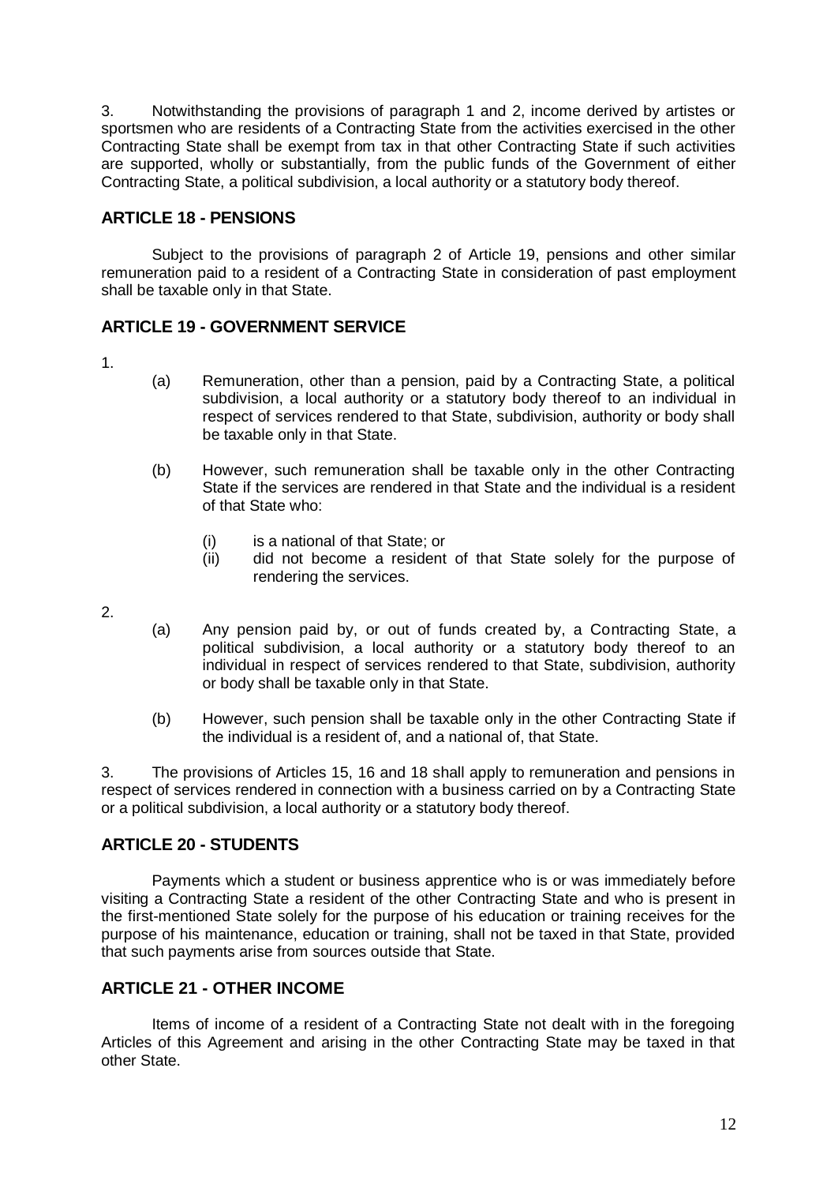3. Notwithstanding the provisions of paragraph 1 and 2, income derived by artistes or sportsmen who are residents of a Contracting State from the activities exercised in the other Contracting State shall be exempt from tax in that other Contracting State if such activities are supported, wholly or substantially, from the public funds of the Government of either Contracting State, a political subdivision, a local authority or a statutory body thereof.

## ARTICLE 18 - PENSIONS

Subject to the provisions of paragraph 2 of Article 19, pensions and other similar remuneration paid to a resident of a Contracting State in consideration of past employment shall be taxable only in that State.

## ARTICLE 19 - GOVERNMENT SERVICE

1.

(a) Remuneration, other than a pension, paid by a Contracting State, a political subdivision, a local authority or a statutory body thereof to an individual in respect of services rendered to that State, subdivision, authority or body shall be taxable only in that State.

(b) However, such remuneration shall be taxable only in the other Contracting State if the services are rendered in that State and the individual is a resident of that State who:

  (i) is a national of that State; or
  (ii) did not become a resident of that State solely for the purpose of rendering the services.

2.

(a) Any pension paid by, or out of funds created by, a Contracting State, a political subdivision, a local authority or a statutory body thereof to an individual in respect of services rendered to that State, subdivision, authority or body shall be taxable only in that State.

(b) However, such pension shall be taxable only in the other Contracting State if the individual is a resident of, and a national of, that State.

3. The provisions of Articles 15, 16 and 18 shall apply to remuneration and pensions in respect of services rendered in connection with a business carried on by a Contracting State or a political subdivision, a local authority or a statutory body thereof.

## ARTICLE 20 - STUDENTS

Payments which a student or business apprentice who is or was immediately before visiting a Contracting State a resident of the other Contracting State and who is present in the first-mentioned State solely for the purpose of his education or training receives for the purpose of his maintenance, education or training, shall not be taxed in that State, provided that such payments arise from sources outside that State.

## ARTICLE 21 - OTHER INCOME

Items of income of a resident of a Contracting State not dealt with in the foregoing Articles of this Agreement and arising in the other Contracting State may be taxed in that other State.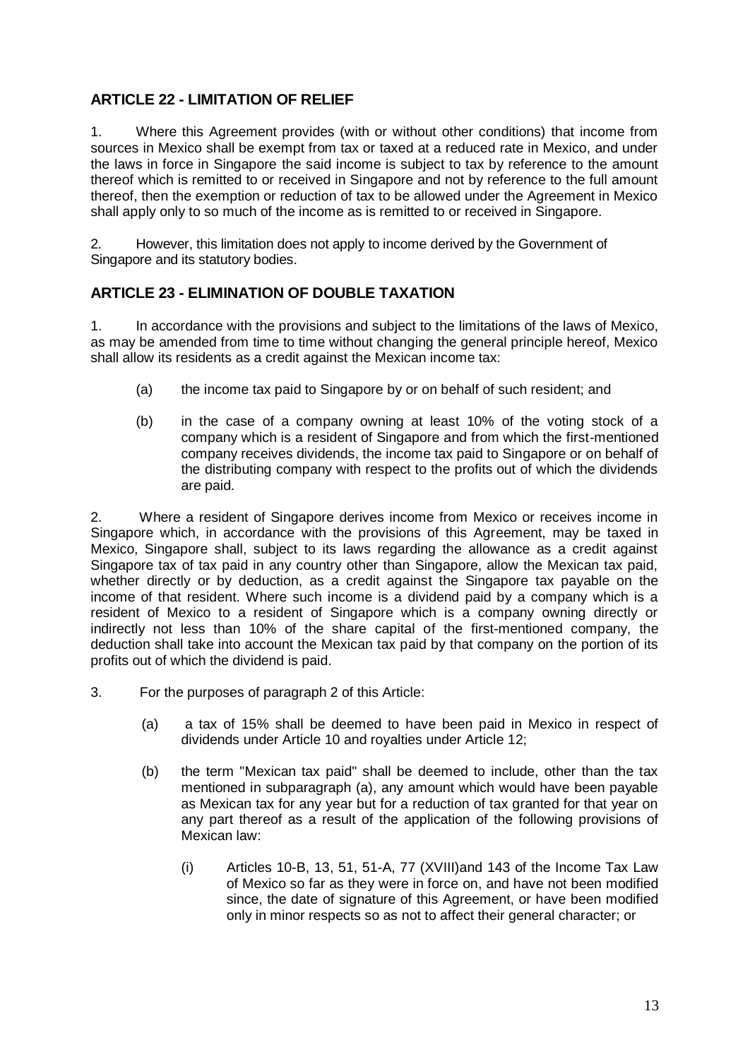## ARTICLE 22 - LIMITATION OF RELIEF

1. Where this Agreement provides (with or without other conditions) that income from sources in Mexico shall be exempt from tax or taxed at a reduced rate in Mexico, and under the laws in force in Singapore the said income is subject to tax by reference to the amount thereof which is remitted to or received in Singapore and not by reference to the full amount thereof, then the exemption or reduction of tax to be allowed under the Agreement in Mexico shall apply only to so much of the income as is remitted to or received in Singapore.

2. However, this limitation does not apply to income derived by the Government of Singapore and its statutory bodies.

## ARTICLE 23 - ELIMINATION OF DOUBLE TAXATION

1. In accordance with the provisions and subject to the limitations of the laws of Mexico, as may be amended from time to time without changing the general principle hereof, Mexico shall allow its residents as a credit against the Mexican income tax:

   (a) the income tax paid to Singapore by or on behalf of such resident; and

   (b) in the case of a company owning at least 10% of the voting stock of a company which is a resident of Singapore and from which the first-mentioned company receives dividends, the income tax paid to Singapore or on behalf of the distributing company with respect to the profits out of which the dividends are paid.

2. Where a resident of Singapore derives income from Mexico or receives income in Singapore which, in accordance with the provisions of this Agreement, may be taxed in Mexico, Singapore shall, subject to its laws regarding the allowance as a credit against Singapore tax of tax paid in any country other than Singapore, allow the Mexican tax paid, whether directly or by deduction, as a credit against the Singapore tax payable on the income of that resident. Where such income is a dividend paid by a company which is a resident of Mexico to a resident of Singapore which is a company owning directly or indirectly not less than 10% of the share capital of the first-mentioned company, the deduction shall take into account the Mexican tax paid by that company on the portion of its profits out of which the dividend is paid.

3. For the purposes of paragraph 2 of this Article:

   (a) a tax of 15% shall be deemed to have been paid in Mexico in respect of dividends under Article 10 and royalties under Article 12;

   (b) the term "Mexican tax paid" shall be deemed to include, other than the tax mentioned in subparagraph (a), any amount which would have been payable as Mexican tax for any year but for a reduction of tax granted for that year on any part thereof as a result of the application of the following provisions of Mexican law:

      (i) Articles 10-B, 13, 51, 51-A, 77 (XVIII)and 143 of the Income Tax Law of Mexico so far as they were in force on, and have not been modified since, the date of signature of this Agreement, or have been modified only in minor respects so as not to affect their general character; or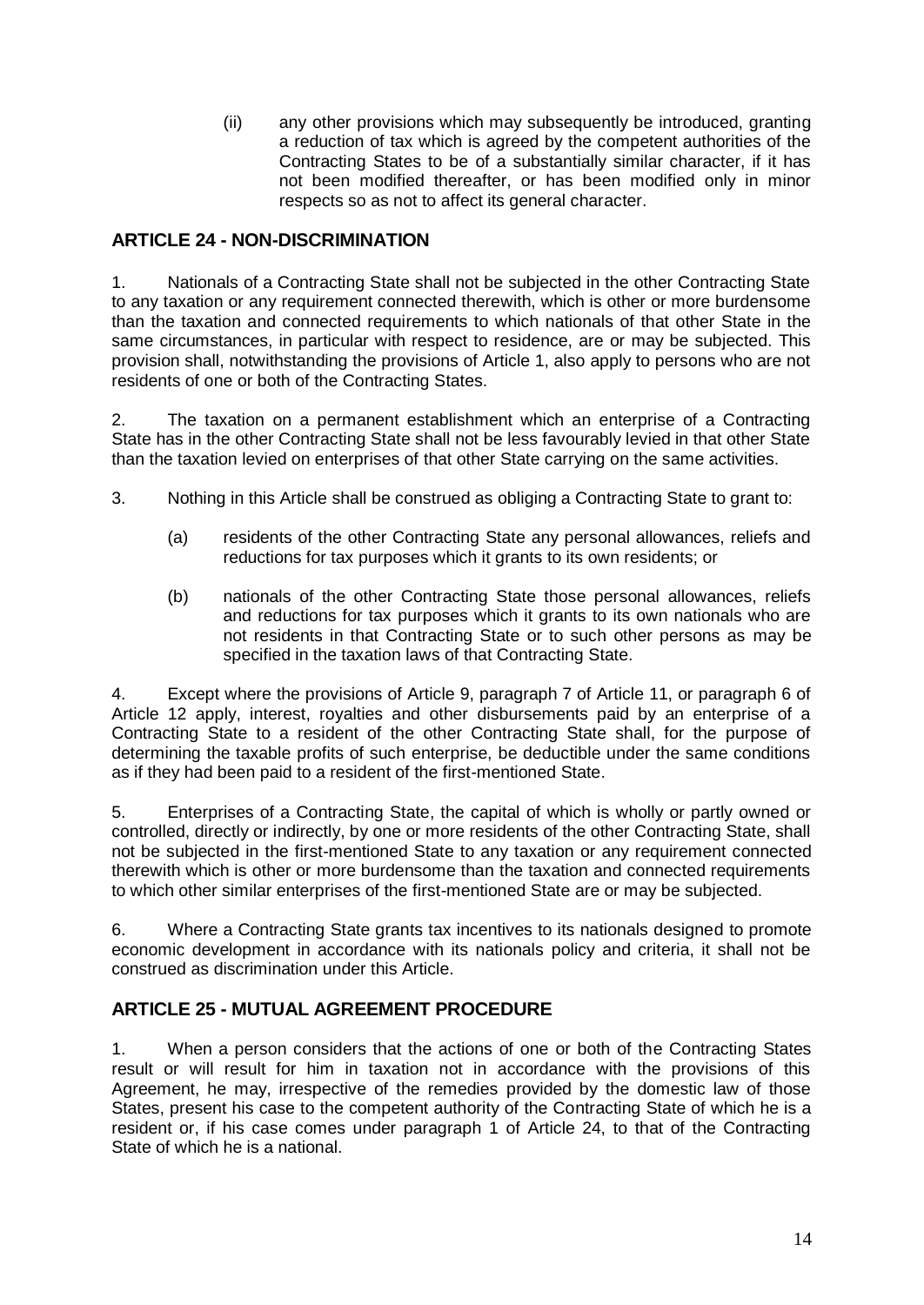(ii) any other provisions which may subsequently be introduced, granting a reduction of tax which is agreed by the competent authorities of the Contracting States to be of a substantially similar character, if it has not been modified thereafter, or has been modified only in minor respects so as not to affect its general character.

## ARTICLE 24 - NON-DISCRIMINATION

1. Nationals of a Contracting State shall not be subjected in the other Contracting State to any taxation or any requirement connected therewith, which is other or more burdensome than the taxation and connected requirements to which nationals of that other State in the same circumstances, in particular with respect to residence, are or may be subjected. This provision shall, notwithstanding the provisions of Article 1, also apply to persons who are not residents of one or both of the Contracting States.

2. The taxation on a permanent establishment which an enterprise of a Contracting State has in the other Contracting State shall not be less favourably levied in that other State than the taxation levied on enterprises of that other State carrying on the same activities.

3. Nothing in this Article shall be construed as obliging a Contracting State to grant to:

(a) residents of the other Contracting State any personal allowances, reliefs and reductions for tax purposes which it grants to its own residents; or

(b) nationals of the other Contracting State those personal allowances, reliefs and reductions for tax purposes which it grants to its own nationals who are not residents in that Contracting State or to such other persons as may be specified in the taxation laws of that Contracting State.

4. Except where the provisions of Article 9, paragraph 7 of Article 11, or paragraph 6 of Article 12 apply, interest, royalties and other disbursements paid by an enterprise of a Contracting State to a resident of the other Contracting State shall, for the purpose of determining the taxable profits of such enterprise, be deductible under the same conditions as if they had been paid to a resident of the first-mentioned State.

5. Enterprises of a Contracting State, the capital of which is wholly or partly owned or controlled, directly or indirectly, by one or more residents of the other Contracting State, shall not be subjected in the first-mentioned State to any taxation or any requirement connected therewith which is other or more burdensome than the taxation and connected requirements to which other similar enterprises of the first-mentioned State are or may be subjected.

6. Where a Contracting State grants tax incentives to its nationals designed to promote economic development in accordance with its nationals policy and criteria, it shall not be construed as discrimination under this Article.

## ARTICLE 25 - MUTUAL AGREEMENT PROCEDURE

1. When a person considers that the actions of one or both of the Contracting States result or will result for him in taxation not in accordance with the provisions of this Agreement, he may, irrespective of the remedies provided by the domestic law of those States, present his case to the competent authority of the Contracting State of which he is a resident or, if his case comes under paragraph 1 of Article 24, to that of the Contracting State of which he is a national.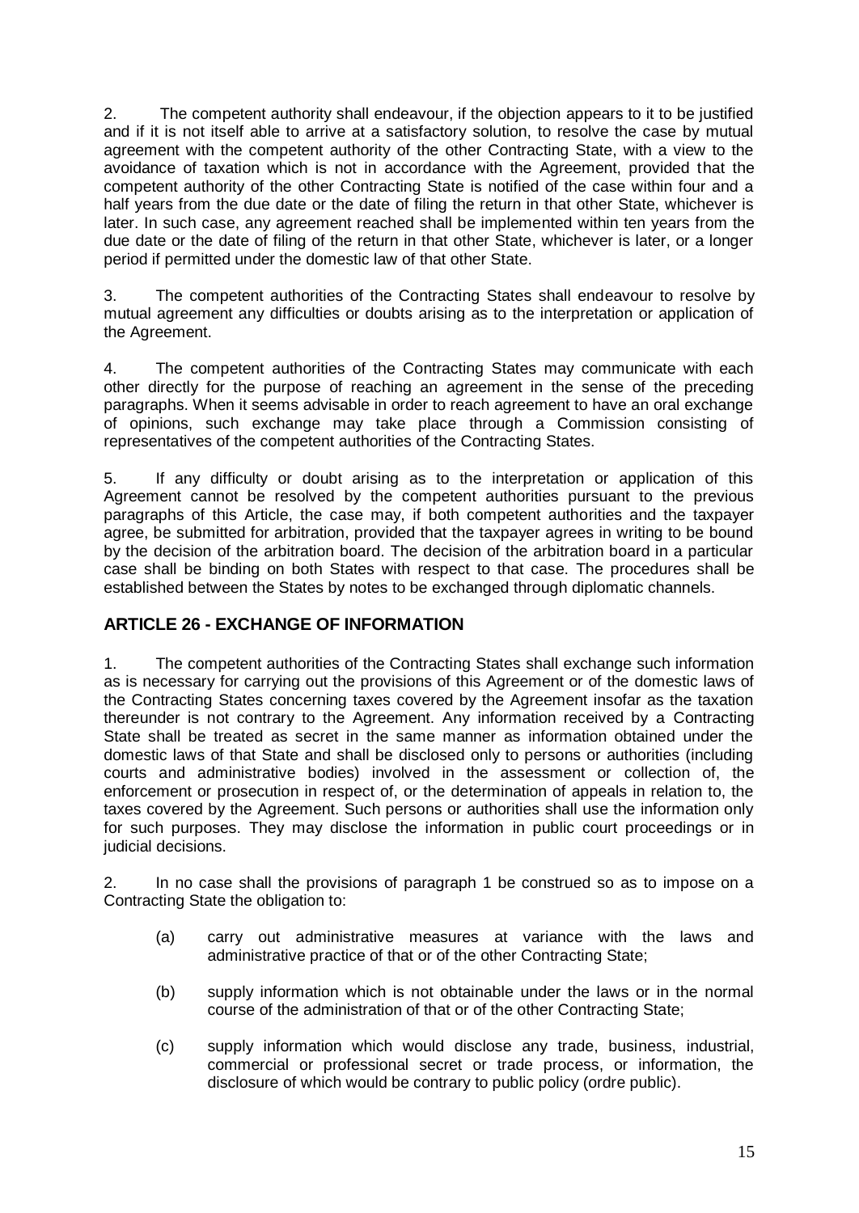2. The competent authority shall endeavour, if the objection appears to it to be justified and if it is not itself able to arrive at a satisfactory solution, to resolve the case by mutual agreement with the competent authority of the other Contracting State, with a view to the avoidance of taxation which is not in accordance with the Agreement, provided that the competent authority of the other Contracting State is notified of the case within four and a half years from the due date or the date of filing the return in that other State, whichever is later. In such case, any agreement reached shall be implemented within ten years from the due date or the date of filing of the return in that other State, whichever is later, or a longer period if permitted under the domestic law of that other State.

3. The competent authorities of the Contracting States shall endeavour to resolve by mutual agreement any difficulties or doubts arising as to the interpretation or application of the Agreement.

4. The competent authorities of the Contracting States may communicate with each other directly for the purpose of reaching an agreement in the sense of the preceding paragraphs. When it seems advisable in order to reach agreement to have an oral exchange of opinions, such exchange may take place through a Commission consisting of representatives of the competent authorities of the Contracting States.

5. If any difficulty or doubt arising as to the interpretation or application of this Agreement cannot be resolved by the competent authorities pursuant to the previous paragraphs of this Article, the case may, if both competent authorities and the taxpayer agree, be submitted for arbitration, provided that the taxpayer agrees in writing to be bound by the decision of the arbitration board. The decision of the arbitration board in a particular case shall be binding on both States with respect to that case. The procedures shall be established between the States by notes to be exchanged through diplomatic channels.

## ARTICLE 26 - EXCHANGE OF INFORMATION

1. The competent authorities of the Contracting States shall exchange such information as is necessary for carrying out the provisions of this Agreement or of the domestic laws of the Contracting States concerning taxes covered by the Agreement insofar as the taxation thereunder is not contrary to the Agreement. Any information received by a Contracting State shall be treated as secret in the same manner as information obtained under the domestic laws of that State and shall be disclosed only to persons or authorities (including courts and administrative bodies) involved in the assessment or collection of, the enforcement or prosecution in respect of, or the determination of appeals in relation to, the taxes covered by the Agreement. Such persons or authorities shall use the information only for such purposes. They may disclose the information in public court proceedings or in judicial decisions.

2. In no case shall the provisions of paragraph 1 be construed so as to impose on a Contracting State the obligation to:

(a) carry out administrative measures at variance with the laws and administrative practice of that or of the other Contracting State;

(b) supply information which is not obtainable under the laws or in the normal course of the administration of that or of the other Contracting State;

(c) supply information which would disclose any trade, business, industrial, commercial or professional secret or trade process, or information, the disclosure of which would be contrary to public policy (ordre public).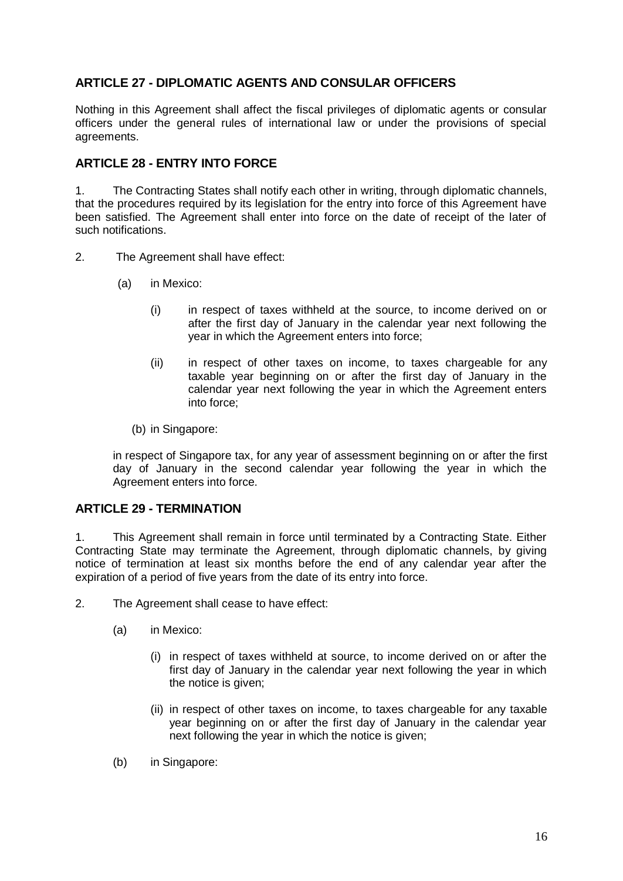## ARTICLE 27 - DIPLOMATIC AGENTS AND CONSULAR OFFICERS

Nothing in this Agreement shall affect the fiscal privileges of diplomatic agents or consular officers under the general rules of international law or under the provisions of special agreements.

## ARTICLE 28 - ENTRY INTO FORCE

1. The Contracting States shall notify each other in writing, through diplomatic channels, that the procedures required by its legislation for the entry into force of this Agreement have been satisfied. The Agreement shall enter into force on the date of receipt of the later of such notifications.

2. The Agreement shall have effect:

   (a) in Mexico:

      (i) in respect of taxes withheld at the source, to income derived on or after the first day of January in the calendar year next following the year in which the Agreement enters into force;

      (ii) in respect of other taxes on income, to taxes chargeable for any taxable year beginning on or after the first day of January in the calendar year next following the year in which the Agreement enters into force;

   (b) in Singapore:

   in respect of Singapore tax, for any year of assessment beginning on or after the first day of January in the second calendar year following the year in which the Agreement enters into force.

## ARTICLE 29 - TERMINATION

1. This Agreement shall remain in force until terminated by a Contracting State. Either Contracting State may terminate the Agreement, through diplomatic channels, by giving notice of termination at least six months before the end of any calendar year after the expiration of a period of five years from the date of its entry into force.

2. The Agreement shall cease to have effect:

   (a) in Mexico:

      (i) in respect of taxes withheld at source, to income derived on or after the first day of January in the calendar year next following the year in which the notice is given;

      (ii) in respect of other taxes on income, to taxes chargeable for any taxable year beginning on or after the first day of January in the calendar year next following the year in which the notice is given;

   (b) in Singapore: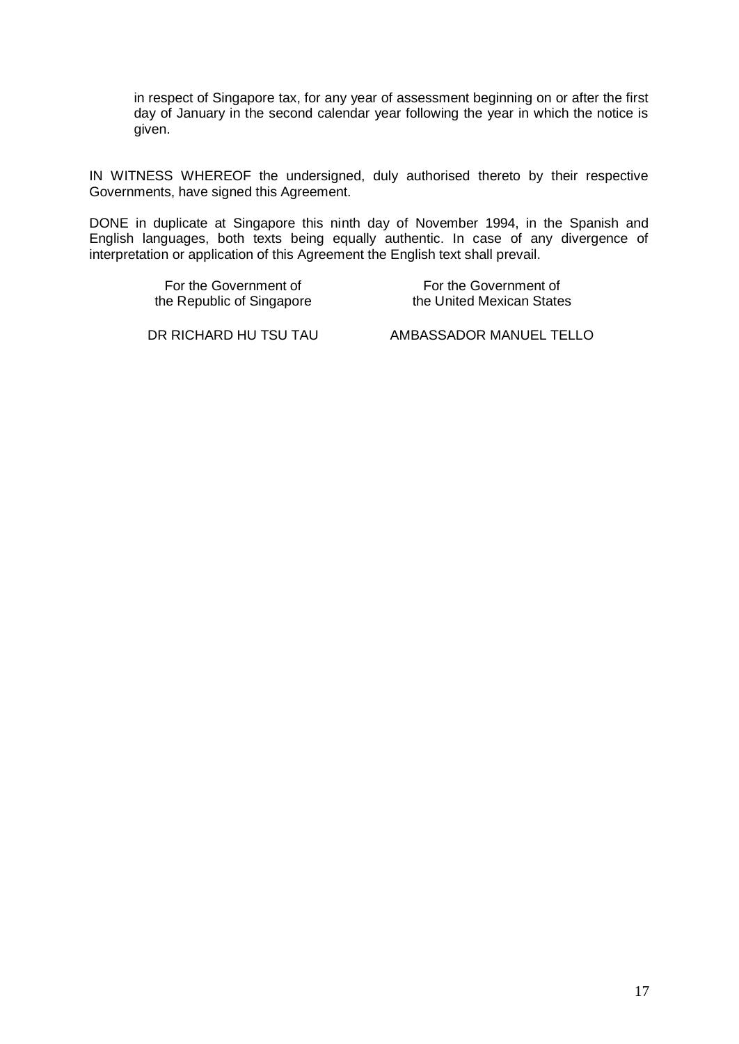in respect of Singapore tax, for any year of assessment beginning on or after the first day of January in the second calendar year following the year in which the notice is given.

IN WITNESS WHEREOF the undersigned, duly authorised thereto by their respective Governments, have signed this Agreement.

DONE in duplicate at Singapore this ninth day of November 1994, in the Spanish and English languages, both texts being equally authentic. In case of any divergence of interpretation or application of this Agreement the English text shall prevail.

| For the Government of the Republic of Singapore | For the Government of the United Mexican States |
|---|---|
| DR RICHARD HU TSU TAU | AMBASSADOR MANUEL TELLO |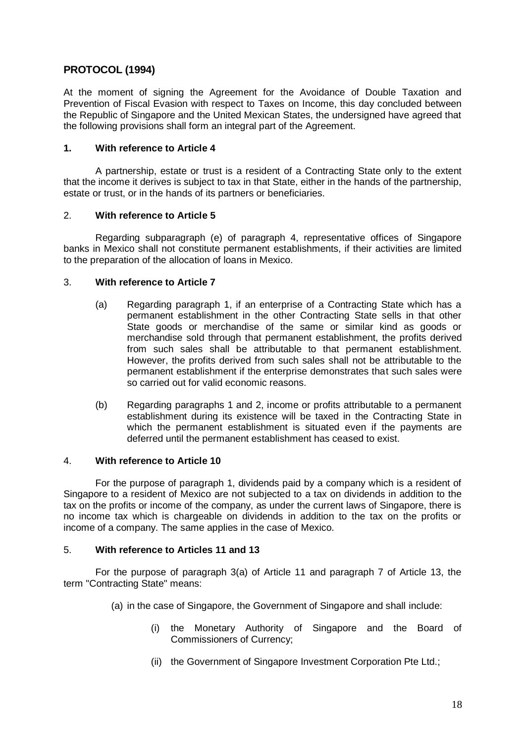## PROTOCOL (1994)

At the moment of signing the Agreement for the Avoidance of Double Taxation and Prevention of Fiscal Evasion with respect to Taxes on Income, this day concluded between the Republic of Singapore and the United Mexican States, the undersigned have agreed that the following provisions shall form an integral part of the Agreement.

### 1. With reference to Article 4

A partnership, estate or trust is a resident of a Contracting State only to the extent that the income it derives is subject to tax in that State, either in the hands of the partnership, estate or trust, or in the hands of its partners or beneficiaries.

### 2. With reference to Article 5

Regarding subparagraph (e) of paragraph 4, representative offices of Singapore banks in Mexico shall not constitute permanent establishments, if their activities are limited to the preparation of the allocation of loans in Mexico.

### 3. With reference to Article 7

(a) Regarding paragraph 1, if an enterprise of a Contracting State which has a permanent establishment in the other Contracting State sells in that other State goods or merchandise of the same or similar kind as goods or merchandise sold through that permanent establishment, the profits derived from such sales shall be attributable to that permanent establishment. However, the profits derived from such sales shall not be attributable to the permanent establishment if the enterprise demonstrates that such sales were so carried out for valid economic reasons.

(b) Regarding paragraphs 1 and 2, income or profits attributable to a permanent establishment during its existence will be taxed in the Contracting State in which the permanent establishment is situated even if the payments are deferred until the permanent establishment has ceased to exist.

### 4. With reference to Article 10

For the purpose of paragraph 1, dividends paid by a company which is a resident of Singapore to a resident of Mexico are not subjected to a tax on dividends in addition to the tax on the profits or income of the company, as under the current laws of Singapore, there is no income tax which is chargeable on dividends in addition to the tax on the profits or income of a company. The same applies in the case of Mexico.

### 5. With reference to Articles 11 and 13

For the purpose of paragraph 3(a) of Article 11 and paragraph 7 of Article 13, the term "Contracting State" means:

(a) in the case of Singapore, the Government of Singapore and shall include:

- (i) the Monetary Authority of Singapore and the Board of Commissioners of Currency;
- (ii) the Government of Singapore Investment Corporation Pte Ltd.;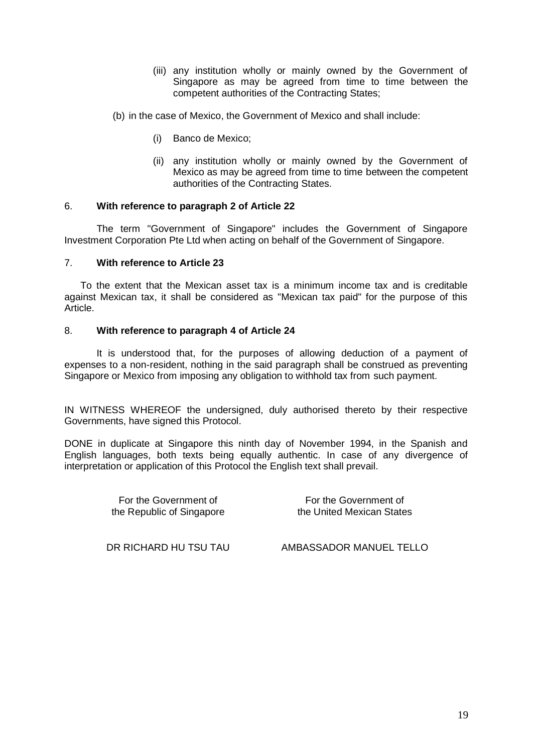(iii) any institution wholly or mainly owned by the Government of Singapore as may be agreed from time to time between the competent authorities of the Contracting States;

(b) in the case of Mexico, the Government of Mexico and shall include:

(i) Banco de Mexico;

(ii) any institution wholly or mainly owned by the Government of Mexico as may be agreed from time to time between the competent authorities of the Contracting States.

6. **With reference to paragraph 2 of Article 22**

The term "Government of Singapore" includes the Government of Singapore Investment Corporation Pte Ltd when acting on behalf of the Government of Singapore.

7. **With reference to Article 23**

To the extent that the Mexican asset tax is a minimum income tax and is creditable against Mexican tax, it shall be considered as "Mexican tax paid" for the purpose of this Article.

8. **With reference to paragraph 4 of Article 24**

It is understood that, for the purposes of allowing deduction of a payment of expenses to a non-resident, nothing in the said paragraph shall be construed as preventing Singapore or Mexico from imposing any obligation to withhold tax from such payment.

IN WITNESS WHEREOF the undersigned, duly authorised thereto by their respective Governments, have signed this Protocol.

DONE in duplicate at Singapore this ninth day of November 1994, in the Spanish and English languages, both texts being equally authentic. In case of any divergence of interpretation or application of this Protocol the English text shall prevail.

| For the Government of the Republic of Singapore | For the Government of the United Mexican States |
|---|---|
| DR RICHARD HU TSU TAU | AMBASSADOR MANUEL TELLO |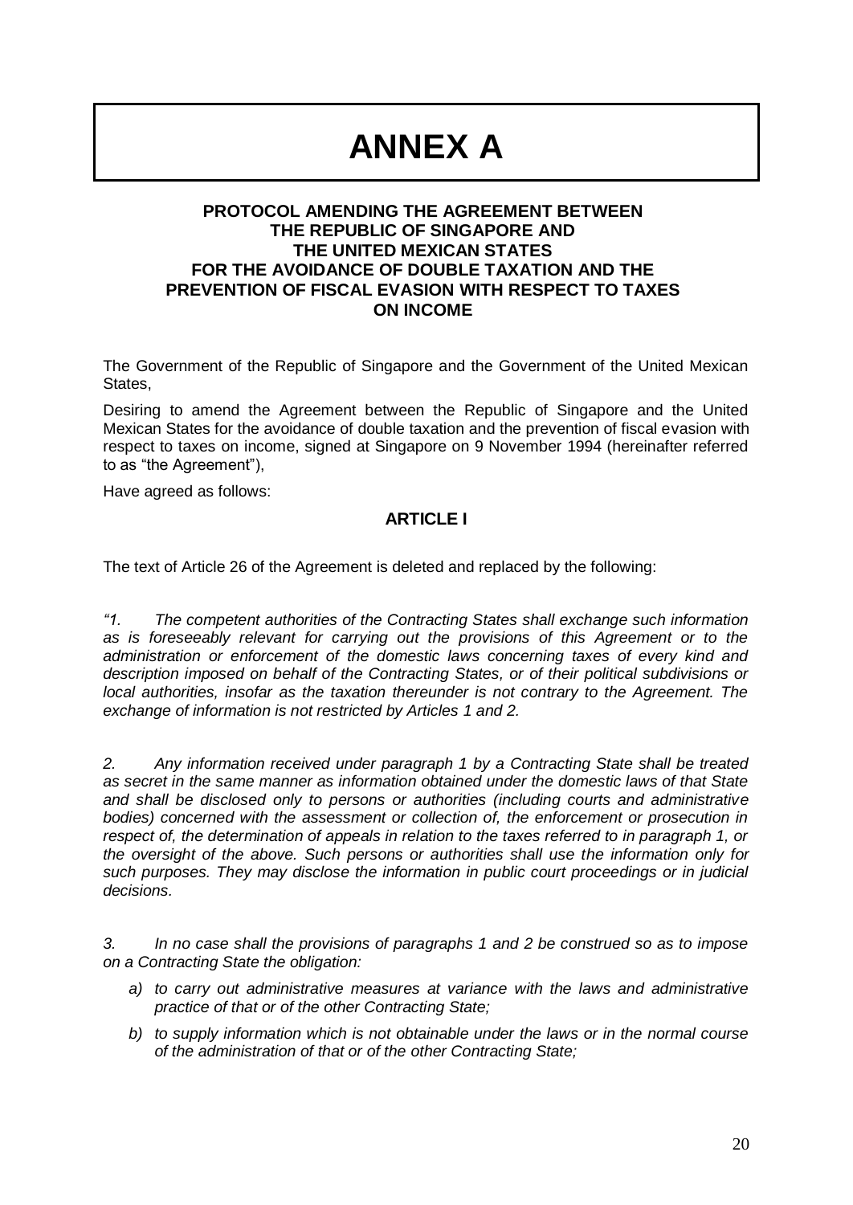# ANNEX A

**PROTOCOL AMENDING THE AGREEMENT BETWEEN THE REPUBLIC OF SINGAPORE AND THE UNITED MEXICAN STATES FOR THE AVOIDANCE OF DOUBLE TAXATION AND THE PREVENTION OF FISCAL EVASION WITH RESPECT TO TAXES ON INCOME**

The Government of the Republic of Singapore and the Government of the United Mexican States,

Desiring to amend the Agreement between the Republic of Singapore and the United Mexican States for the avoidance of double taxation and the prevention of fiscal evasion with respect to taxes on income, signed at Singapore on 9 November 1994 (hereinafter referred to as "the Agreement"),

Have agreed as follows:

## ARTICLE I

The text of Article 26 of the Agreement is deleted and replaced by the following:

*"1. The competent authorities of the Contracting States shall exchange such information as is foreseeably relevant for carrying out the provisions of this Agreement or to the administration or enforcement of the domestic laws concerning taxes of every kind and description imposed on behalf of the Contracting States, or of their political subdivisions or local authorities, insofar as the taxation thereunder is not contrary to the Agreement. The exchange of information is not restricted by Articles 1 and 2.*

*2. Any information received under paragraph 1 by a Contracting State shall be treated as secret in the same manner as information obtained under the domestic laws of that State and shall be disclosed only to persons or authorities (including courts and administrative bodies) concerned with the assessment or collection of, the enforcement or prosecution in respect of, the determination of appeals in relation to the taxes referred to in paragraph 1, or the oversight of the above. Such persons or authorities shall use the information only for such purposes. They may disclose the information in public court proceedings or in judicial decisions.*

*3. In no case shall the provisions of paragraphs 1 and 2 be construed so as to impose on a Contracting State the obligation:*

- *a) to carry out administrative measures at variance with the laws and administrative practice of that or of the other Contracting State;*
- *b) to supply information which is not obtainable under the laws or in the normal course of the administration of that or of the other Contracting State;*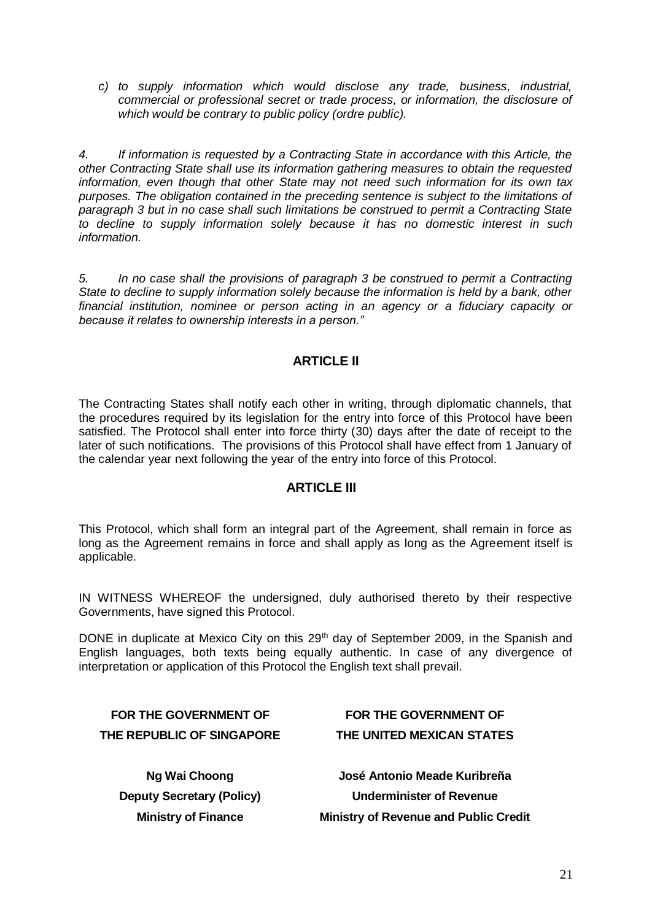*c) to supply information which would disclose any trade, business, industrial, commercial or professional secret or trade process, or information, the disclosure of which would be contrary to public policy (ordre public).*

*4. If information is requested by a Contracting State in accordance with this Article, the other Contracting State shall use its information gathering measures to obtain the requested information, even though that other State may not need such information for its own tax purposes. The obligation contained in the preceding sentence is subject to the limitations of paragraph 3 but in no case shall such limitations be construed to permit a Contracting State to decline to supply information solely because it has no domestic interest in such information.*

*5. In no case shall the provisions of paragraph 3 be construed to permit a Contracting State to decline to supply information solely because the information is held by a bank, other financial institution, nominee or person acting in an agency or a fiduciary capacity or because it relates to ownership interests in a person."*

## ARTICLE II

The Contracting States shall notify each other in writing, through diplomatic channels, that the procedures required by its legislation for the entry into force of this Protocol have been satisfied. The Protocol shall enter into force thirty (30) days after the date of receipt to the later of such notifications. The provisions of this Protocol shall have effect from 1 January of the calendar year next following the year of the entry into force of this Protocol.

## ARTICLE III

This Protocol, which shall form an integral part of the Agreement, shall remain in force as long as the Agreement remains in force and shall apply as long as the Agreement itself is applicable.

IN WITNESS WHEREOF the undersigned, duly authorised thereto by their respective Governments, have signed this Protocol.

DONE in duplicate at Mexico City on this 29th day of September 2009, in the Spanish and English languages, both texts being equally authentic. In case of any divergence of interpretation or application of this Protocol the English text shall prevail.

| FOR THE GOVERNMENT OF THE REPUBLIC OF SINGAPORE | FOR THE GOVERNMENT OF THE UNITED MEXICAN STATES |
| --- | --- |
| **Ng Wai Choong** | **José Antonio Meade Kuribreña** |
| **Deputy Secretary (Policy)** | **Underminister of Revenue** |
| **Ministry of Finance** | **Ministry of Revenue and Public Credit** |